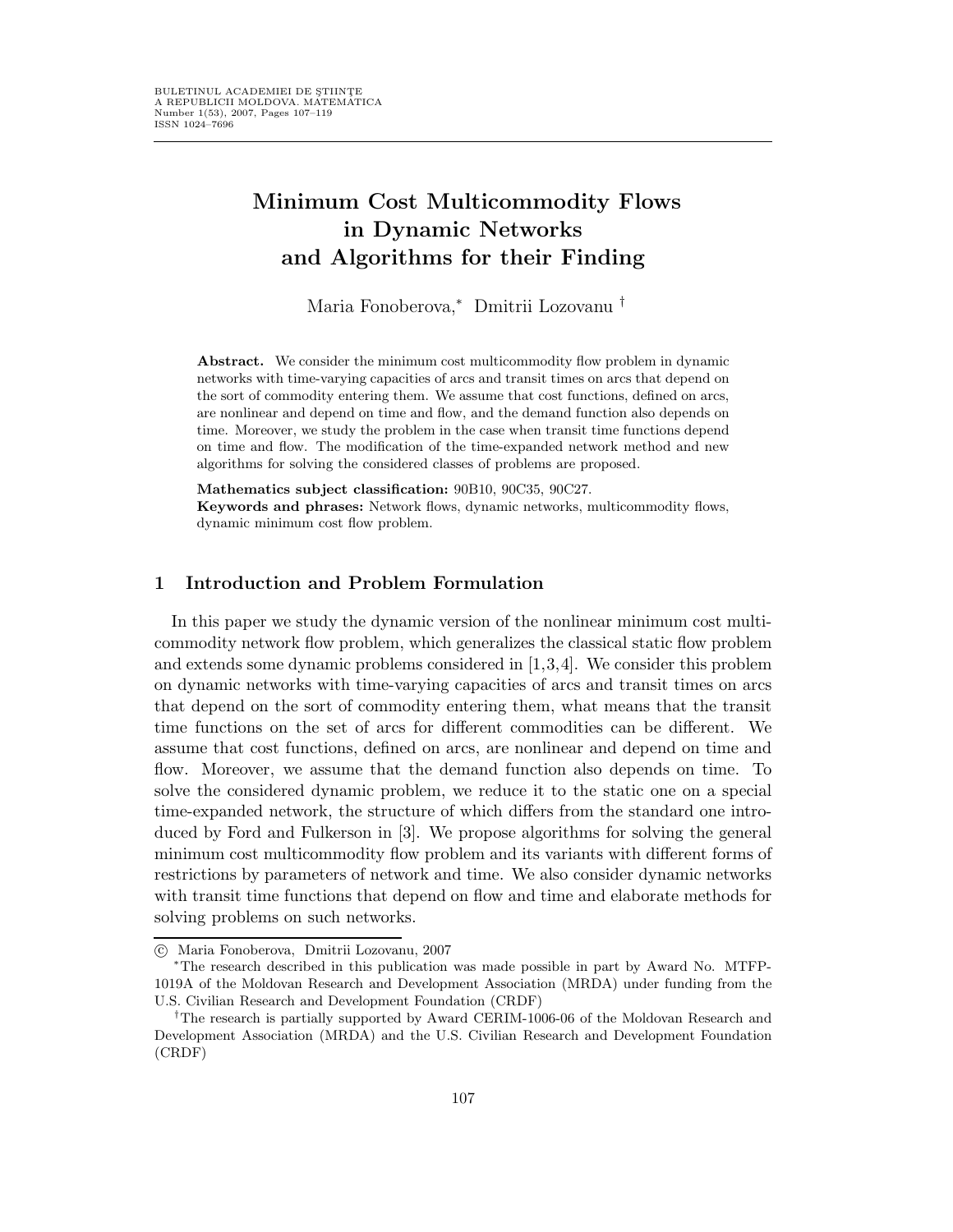# Minimum Cost Multicommodity Flows in Dynamic Networks and Algorithms for their Finding

Maria Fonoberova,* Dmitrii Lozovanu †

**Abstract.** We consider the minimum cost multicommodity flow problem in dynamic networks with time-varying capacities of arcs and transit times on arcs that depend on the sort of commodity entering them. We assume that cost functions, defined on arcs, are nonlinear and depend on time and flow, and the demand function also depends on time. Moreover, we study the problem in the case when transit time functions depend on time and flow. The modification of the time-expanded network method and new algorithms for solving the considered classes of problems are proposed.

**Mathematics subject classification:** 90B10, 90C35, 90C27.
**Keywords and phrases:** Network flows, dynamic networks, multicommodity flows, dynamic minimum cost flow problem.

## 1 Introduction and Problem Formulation

In this paper we study the dynamic version of the nonlinear minimum cost multicommodity network flow problem, which generalizes the classical static flow problem and extends some dynamic problems considered in [1,3,4]. We consider this problem on dynamic networks with time-varying capacities of arcs and transit times on arcs that depend on the sort of commodity entering them, what means that the transit time functions on the set of arcs for different commodities can be different. We assume that cost functions, defined on arcs, are nonlinear and depend on time and flow. Moreover, we assume that the demand function also depends on time. To solve the considered dynamic problem, we reduce it to the static one on a special time-expanded network, the structure of which differs from the standard one introduced by Ford and Fulkerson in [3]. We propose algorithms for solving the general minimum cost multicommodity flow problem and its variants with different forms of restrictions by parameters of network and time. We also consider dynamic networks with transit time functions that depend on flow and time and elaborate methods for solving problems on such networks.

---

© Maria Fonoberova, Dmitrii Lozovanu, 2007

*The research described in this publication was made possible in part by Award No. MTFP-1019A of the Moldovan Research and Development Association (MRDA) under funding from the U.S. Civilian Research and Development Foundation (CRDF)

†The research is partially supported by Award CERIM-1006-06 of the Moldovan Research and Development Association (MRDA) and the U.S. Civilian Research and Development Foundation (CRDF)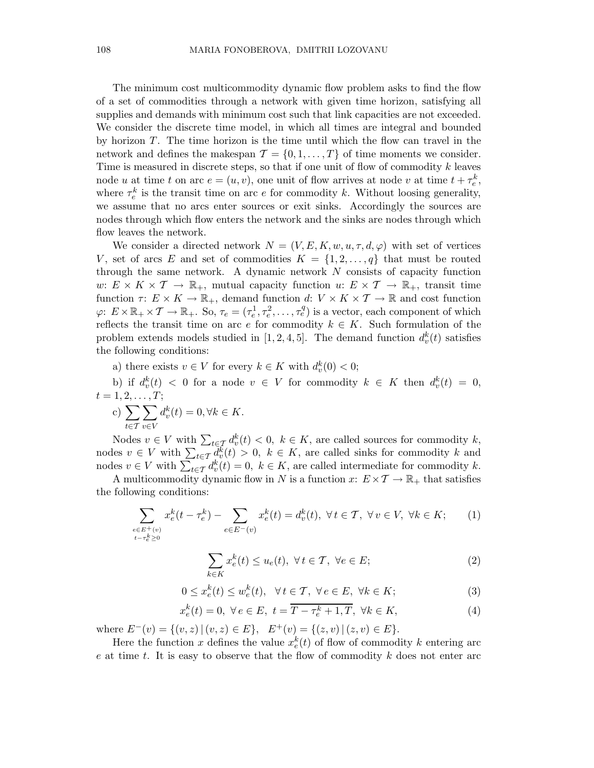The minimum cost multicommodity dynamic flow problem asks to find the flow of a set of commodities through a network with given time horizon, satisfying all supplies and demands with minimum cost such that link capacities are not exceeded. We consider the discrete time model, in which all times are integral and bounded by horizon $T$. The time horizon is the time until which the flow can travel in the network and defines the makespan $\mathcal{T} = \{0, 1, \ldots, T\}$ of time moments we consider. Time is measured in discrete steps, so that if one unit of flow of commodity $k$ leaves node $u$ at time $t$ on arc $e = (u, v)$, one unit of flow arrives at node $v$ at time $t + \tau_e^k$, where $\tau_e^k$ is the transit time on arc $e$ for commodity $k$. Without loosing generality, we assume that no arcs enter sources or exit sinks. Accordingly the sources are nodes through which flow enters the network and the sinks are nodes through which flow leaves the network.

We consider a directed network $N = (V, E, K, w, u, \tau, d, \varphi)$ with set of vertices $V$, set of arcs $E$ and set of commodities $K = \{1, 2, \ldots, q\}$ that must be routed through the same network. A dynamic network $N$ consists of capacity function $w$: $E \times K \times \mathcal{T} \to \mathbb{R}_+$, mutual capacity function $u$: $E \times \mathcal{T} \to \mathbb{R}_+$, transit time function $\tau$: $E \times K \to \mathbb{R}_+$, demand function $d$: $V \times K \times \mathcal{T} \to \mathbb{R}$ and cost function $\varphi$: $E \times \mathbb{R}_+ \times \mathcal{T} \to \mathbb{R}_+$. So, $\tau_e = (\tau_e^1, \tau_e^2, \ldots, \tau_e^q)$ is a vector, each component of which reflects the transit time on arc $e$ for commodity $k \in K$. Such formulation of the problem extends models studied in [1, 2, 4, 5]. The demand function $d_v^k(t)$ satisfies the following conditions:

a) there exists $v \in V$ for every $k \in K$ with $d_v^k(0) < 0$;

b) if $d_v^k(t) < 0$ for a node $v \in V$ for commodity $k \in K$ then $d_v^k(t) = 0$, $t = 1, 2, \ldots, T$;

c) $\sum\limits_{t \in \mathcal{T}} \sum\limits_{v \in V} d_v^k(t) = 0, \forall k \in K$.

Nodes $v \in V$ with $\sum_{t \in \mathcal{T}} d_v^k(t) < 0$, $k \in K$, are called sources for commodity $k$, nodes $v \in V$ with $\sum_{t \in \mathcal{T}} d_v^k(t) > 0$, $k \in K$, are called sinks for commodity $k$ and nodes $v \in V$ with $\sum_{t \in \mathcal{T}} d_v^k(t) = 0$, $k \in K$, are called intermediate for commodity $k$.

A multicommodity dynamic flow in $N$ is a function $x$: $E \times \mathcal{T} \to \mathbb{R}_+$ that satisfies the following conditions:

$$\sum_{\substack{e \in E^+(v) \\ t - \tau_e^k \geq 0}} x_e^k(t - \tau_e^k) - \sum_{e \in E^-(v)} x_e^k(t) = d_v^k(t), \ \forall \, t \in \mathcal{T}, \ \forall \, v \in V, \ \forall k \in K; \tag{1}$$

$$\sum_{k \in K} x_e^k(t) \leq u_e(t), \ \forall \, t \in \mathcal{T}, \ \forall e \in E; \tag{2}$$

$$0 \leq x_e^k(t) \leq w_e^k(t), \quad \forall \, t \in \mathcal{T}, \ \forall \, e \in E, \ \forall k \in K; \tag{3}$$

$$x_e^k(t) = 0, \ \forall \, e \in E, \ t = \overline{T - \tau_e^k + 1, T}, \ \forall k \in K, \tag{4}$$

where $E^-(v) = \{(v, z) \, | \, (v, z) \in E\}$, $E^+(v) = \{(z, v) \, | \, (z, v) \in E\}$.

Here the function $x$ defines the value $x_e^k(t)$ of flow of commodity $k$ entering arc $e$ at time $t$. It is easy to observe that the flow of commodity $k$ does not enter arc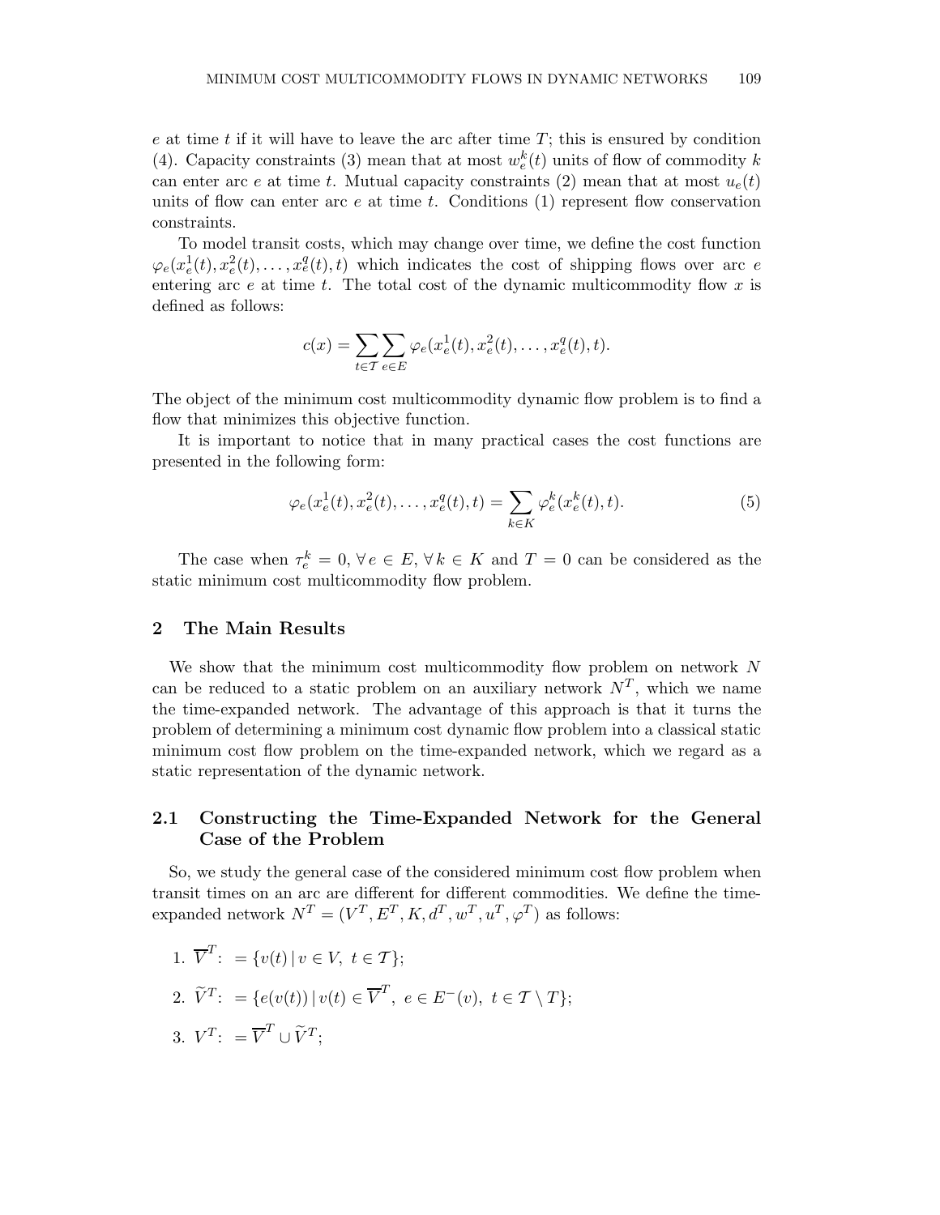$e$ at time $t$ if it will have to leave the arc after time $T$; this is ensured by condition (4). Capacity constraints (3) mean that at most $w_e^k(t)$ units of flow of commodity $k$ can enter arc $e$ at time $t$. Mutual capacity constraints (2) mean that at most $u_e(t)$ units of flow can enter arc $e$ at time $t$. Conditions (1) represent flow conservation constraints.

To model transit costs, which may change over time, we define the cost function $\varphi_e(x_e^1(t), x_e^2(t), \dots, x_e^q(t), t)$ which indicates the cost of shipping flows over arc $e$ entering arc $e$ at time $t$. The total cost of the dynamic multicommodity flow $x$ is defined as follows:

$$c(x) = \sum_{t \in \mathcal{T}} \sum_{e \in E} \varphi_e(x_e^1(t), x_e^2(t), \dots, x_e^q(t), t).$$

The object of the minimum cost multicommodity dynamic flow problem is to find a flow that minimizes this objective function.

It is important to notice that in many practical cases the cost functions are presented in the following form:

$$\varphi_e(x_e^1(t), x_e^2(t), \dots, x_e^q(t), t) = \sum_{k \in K} \varphi_e^k(x_e^k(t), t). \tag{5}$$

The case when $\tau_e^k = 0$, $\forall\, e \in E$, $\forall\, k \in K$ and $T = 0$ can be considered as the static minimum cost multicommodity flow problem.

## 2 The Main Results

We show that the minimum cost multicommodity flow problem on network $N$ can be reduced to a static problem on an auxiliary network $N^T$, which we name the time-expanded network. The advantage of this approach is that it turns the problem of determining a minimum cost dynamic flow problem into a classical static minimum cost flow problem on the time-expanded network, which we regard as a static representation of the dynamic network.

### 2.1 Constructing the Time-Expanded Network for the General Case of the Problem

So, we study the general case of the considered minimum cost flow problem when transit times on an arc are different for different commodities. We define the time-expanded network $N^T = (V^T, E^T, K, d^T, w^T, u^T, \varphi^T)$ as follows:

1. $\overline{V}^T\colon\ = \{v(t) \,|\, v \in V,\ t \in \mathcal{T}\}$;
2. $\widetilde{V}^T\colon\ = \{e(v(t)) \,|\, v(t) \in \overline{V}^T,\ e \in E^-(v),\ t \in \mathcal{T} \setminus T\}$;
3. $V^T\colon\ = \overline{V}^T \cup \widetilde{V}^T$;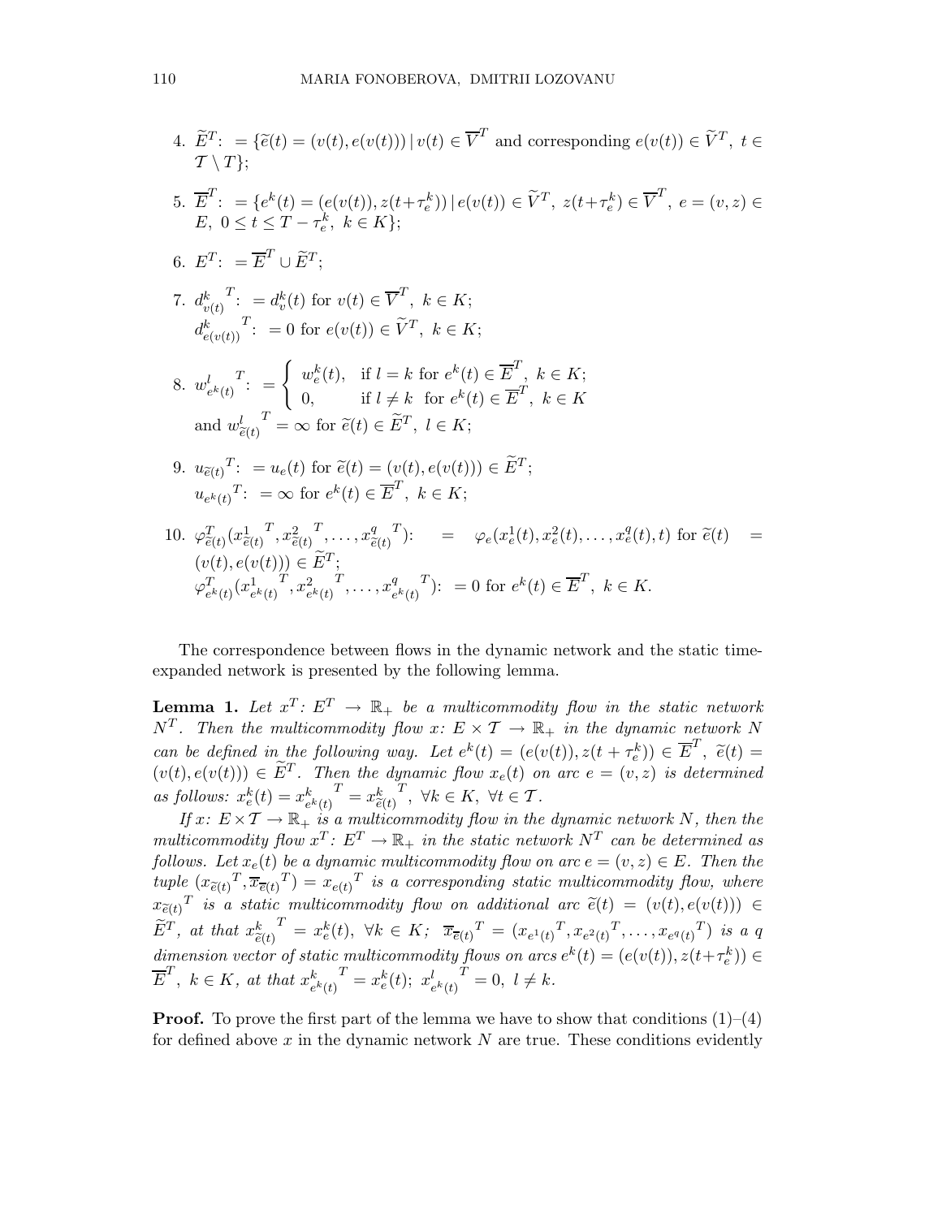4. $\widetilde{E}^T \colon = \{\widetilde{e}(t) = (v(t), e(v(t))) \mid v(t) \in \overline{V}^T$ and corresponding $e(v(t)) \in \widetilde{V}^T,\ t \in \mathcal{T} \setminus T\}$;

5. $\overline{E}^T \colon = \{e^k(t) = (e(v(t)), z(t+\tau_e^k)) \mid e(v(t)) \in \widetilde{V}^T,\ z(t+\tau_e^k) \in \overline{V}^T,\ e = (v,z) \in E,\ 0 \le t \le T - \tau_e^k,\ k \in K\}$;

6. $E^T \colon = \overline{E}^T \cup \widetilde{E}^T$;

7. ${d^k_{v(t)}}^T \colon = d^k_v(t)$ for $v(t) \in \overline{V}^T,\ k \in K$;
   ${d^k_{e(v(t))}}^T \colon = 0$ for $e(v(t)) \in \widetilde{V}^T,\ k \in K$;

8. $${w^l_{e^k(t)}}^T \colon = \begin{cases} w^k_e(t), & \text{if } l = k \text{ for } e^k(t) \in \overline{E}^T,\ k \in K; \\ 0, & \text{if } l \neq k \text{ for } e^k(t) \in \overline{E}^T,\ k \in K \end{cases}$$
   and ${w^l_{\widetilde{e}(t)}}^T = \infty$ for $\widetilde{e}(t) \in \widetilde{E}^T,\ l \in K$;

9. ${u_{\widetilde{e}(t)}}^T \colon = u_e(t)$ for $\widetilde{e}(t) = (v(t), e(v(t))) \in \widetilde{E}^T$;
   ${u_{e^k(t)}}^T \colon = \infty$ for $e^k(t) \in \overline{E}^T,\ k \in K$;

10. $\varphi^T_{\widetilde{e}(t)}({x^1_{\widetilde{e}(t)}}^T, {x^2_{\widetilde{e}(t)}}^T, \dots, {x^q_{\widetilde{e}(t)}}^T) \colon = \varphi_e(x^1_e(t), x^2_e(t), \dots, x^q_e(t), t)$ for $\widetilde{e}(t) = (v(t), e(v(t))) \in \widetilde{E}^T$;
    $\varphi^T_{e^k(t)}({x^1_{e^k(t)}}^T, {x^2_{e^k(t)}}^T, \dots, {x^q_{e^k(t)}}^T) \colon = 0$ for $e^k(t) \in \overline{E}^T,\ k \in K$.

The correspondence between flows in the dynamic network and the static time-expanded network is presented by the following lemma.

**Lemma 1.** *Let $x^T \colon E^T \to \mathbb{R}_+$ be a multicommodity flow in the static network $N^T$. Then the multicommodity flow $x \colon E \times \mathcal{T} \to \mathbb{R}_+$ in the dynamic network $N$ can be defined in the following way. Let $e^k(t) = (e(v(t)), z(t+\tau_e^k)) \in \overline{E}^T$, $\widetilde{e}(t) = (v(t), e(v(t))) \in \widetilde{E}^T$. Then the dynamic flow $x_e(t)$ on arc $e = (v,z)$ is determined as follows: $x^k_e(t) = {x^k_{e^k(t)}}^T = {x^k_{\widetilde{e}(t)}}^T,\ \forall k \in K,\ \forall t \in \mathcal{T}$.*

*If $x \colon E \times \mathcal{T} \to \mathbb{R}_+$ is a multicommodity flow in the dynamic network $N$, then the multicommodity flow $x^T \colon E^T \to \mathbb{R}_+$ in the static network $N^T$ can be determined as follows. Let $x_e(t)$ be a dynamic multicommodity flow on arc $e = (v,z) \in E$. Then the tuple $({x_{\widetilde{e}(t)}}^T, {\overline{x}_{\overline{e}(t)}}^T) = {x_{e(t)}}^T$ is a corresponding static multicommodity flow, where ${x_{\widetilde{e}(t)}}^T$ is a static multicommodity flow on additional arc $\widetilde{e}(t) = (v(t), e(v(t))) \in \widetilde{E}^T$, at that ${x^k_{\widetilde{e}(t)}}^T = x^k_e(t),\ \forall k \in K$; ${\overline{x}_{\overline{e}(t)}}^T = ({x_{e^1(t)}}^T, {x_{e^2(t)}}^T, \dots, {x_{e^q(t)}}^T)$ is a $q$ dimension vector of static multicommodity flows on arcs $e^k(t) = (e(v(t)), z(t+\tau_e^k)) \in \overline{E}^T,\ k \in K$, at that ${x^k_{e^k(t)}}^T = x^k_e(t)$; ${x^l_{e^k(t)}}^T = 0,\ l \neq k$.*

**Proof.** To prove the first part of the lemma we have to show that conditions (1)–(4) for defined above $x$ in the dynamic network $N$ are true. These conditions evidently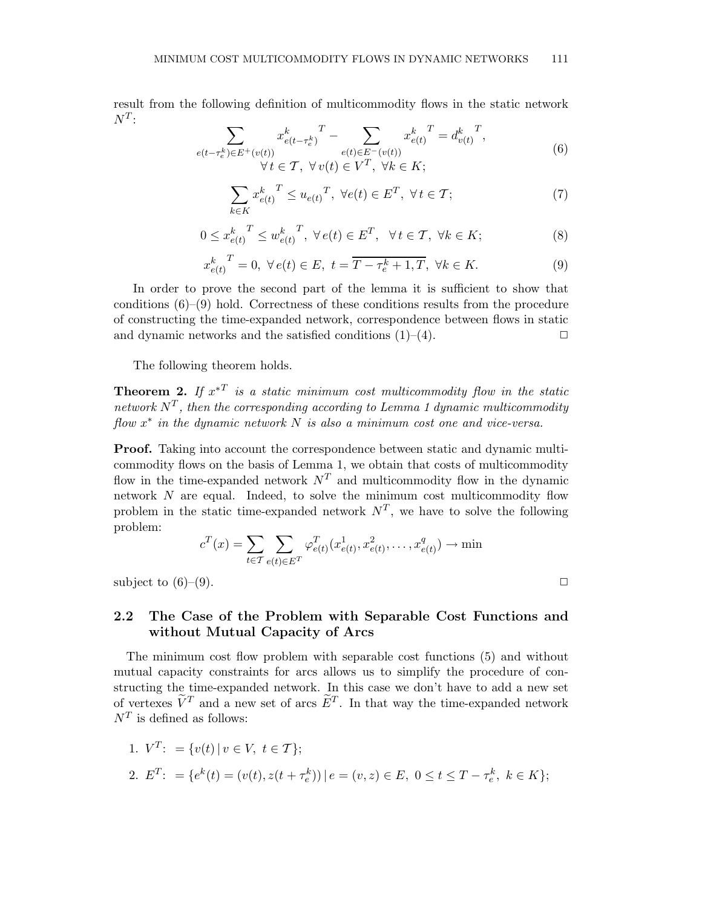result from the following definition of multicommodity flows in the static network $N^T$:

$$\sum_{e(t-\tau_e^k)\in E^+(v(t))} x^k_{e(t-\tau_e^k)}{}^T - \sum_{e(t)\in E^-(v(t))} x^k_{e(t)}{}^T = d^k_{v(t)}{}^T, \tag{6}$$
$$\forall\, t \in \mathcal{T},\ \forall\, v(t) \in V^T,\ \forall k \in K;$$

$$\sum_{k\in K} x^k_{e(t)}{}^T \le u_{e(t)}{}^T,\ \forall e(t) \in E^T,\ \forall\, t \in \mathcal{T}; \tag{7}$$

$$0 \le x^k_{e(t)}{}^T \le w^k_{e(t)}{}^T,\ \forall\, e(t) \in E^T,\ \ \forall\, t \in \mathcal{T},\ \forall k \in K; \tag{8}$$

$$x^k_{e(t)}{}^T = 0,\ \forall\, e(t) \in E,\ t = \overline{T - \tau_e^k + 1, T},\ \forall k \in K. \tag{9}$$

In order to prove the second part of the lemma it is sufficient to show that conditions (6)–(9) hold. Correctness of these conditions results from the procedure of constructing the time-expanded network, correspondence between flows in static and dynamic networks and the satisfied conditions (1)–(4). □

The following theorem holds.

**Theorem 2.** *If $x^{*T}$ is a static minimum cost multicommodity flow in the static network $N^T$, then the corresponding according to Lemma 1 dynamic multicommodity flow $x^*$ in the dynamic network $N$ is also a minimum cost one and vice-versa.*

**Proof.** Taking into account the correspondence between static and dynamic multicommodity flows on the basis of Lemma 1, we obtain that costs of multicommodity flow in the time-expanded network $N^T$ and multicommodity flow in the dynamic network $N$ are equal. Indeed, to solve the minimum cost multicommodity flow problem in the static time-expanded network $N^T$, we have to solve the following problem:

$$c^T(x) = \sum_{t\in\mathcal{T}} \sum_{e(t)\in E^T} \varphi^T_{e(t)}(x^1_{e(t)}, x^2_{e(t)}, \ldots, x^q_{e(t)}) \to \min$$

subject to (6)–(9). □

## 2.2 The Case of the Problem with Separable Cost Functions and without Mutual Capacity of Arcs

The minimum cost flow problem with separable cost functions (5) and without mutual capacity constraints for arcs allows us to simplify the procedure of constructing the time-expanded network. In this case we don't have to add a new set of vertexes $\widetilde{V}^T$ and a new set of arcs $\widetilde{E}^T$. In that way the time-expanded network $N^T$ is defined as follows:

1. $V^T\colon = \{v(t) \,|\, v \in V,\ t \in \mathcal{T}\}$;
2. $E^T\colon = \{e^k(t) = (v(t), z(t + \tau_e^k)) \,|\, e = (v, z) \in E,\ 0 \le t \le T - \tau_e^k,\ k \in K\}$;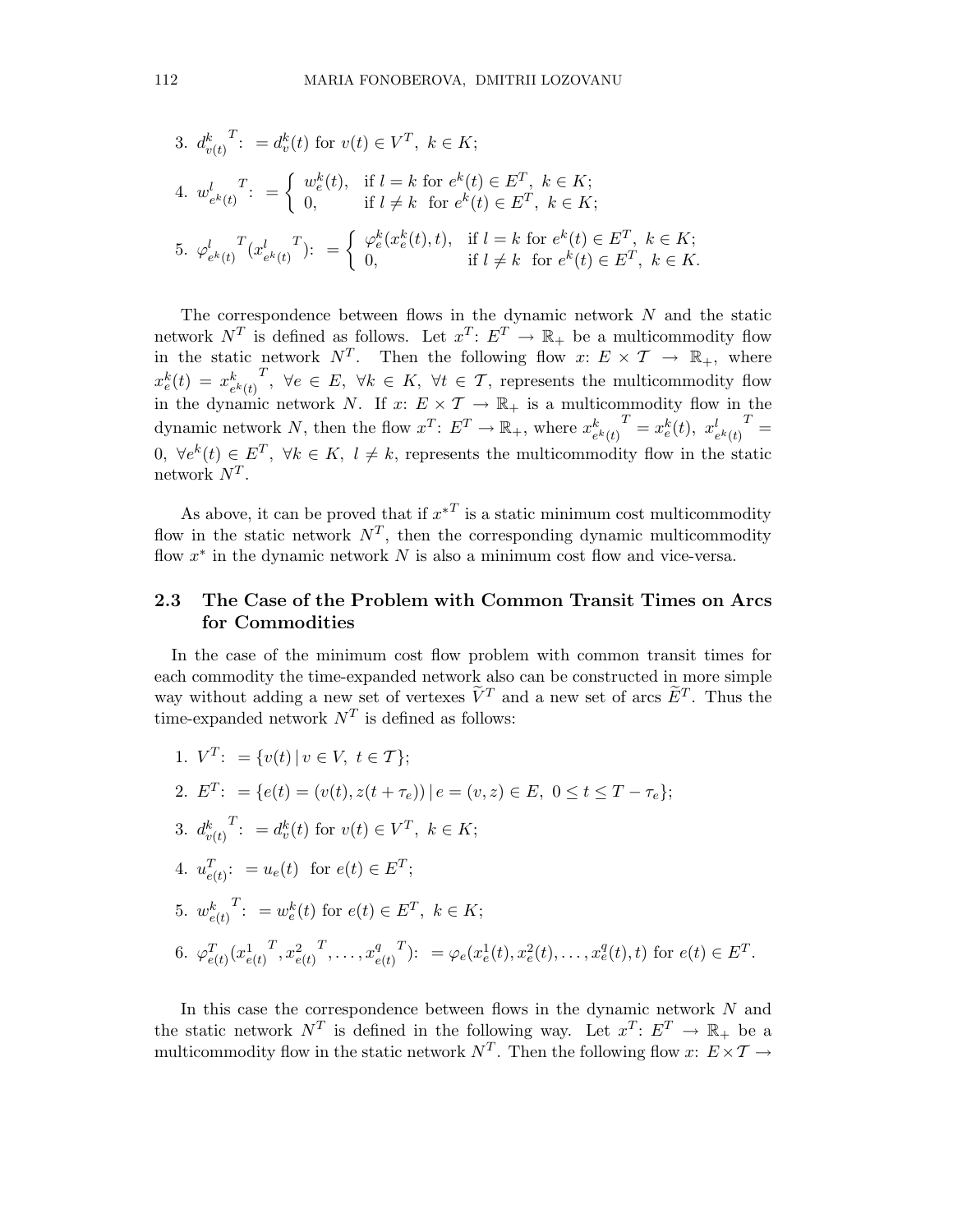3. ${d^k_{v(t)}}^T := d^k_v(t)$ for $v(t) \in V^T,\ k \in K$;

4. ${w^l_{e^k(t)}}^T := \begin{cases} w^k_e(t), & \text{if } l = k \text{ for } e^k(t) \in E^T,\ k \in K; \\ 0, & \text{if } l \neq k \text{ for } e^k(t) \in E^T,\ k \in K; \end{cases}$

5. ${\varphi^l_{e^k(t)}}^T({x^l_{e^k(t)}}^T) := \begin{cases} \varphi^k_e(x^k_e(t), t), & \text{if } l = k \text{ for } e^k(t) \in E^T,\ k \in K; \\ 0, & \text{if } l \neq k \text{ for } e^k(t) \in E^T,\ k \in K. \end{cases}$

The correspondence between flows in the dynamic network $N$ and the static network $N^T$ is defined as follows. Let $x^T\colon E^T \to \mathbb{R}_+$ be a multicommodity flow in the static network $N^T$. Then the following flow $x\colon E \times \mathcal{T} \to \mathbb{R}_+$, where $x^k_e(t) = {x^k_{e^k(t)}}^T,\ \forall e \in E,\ \forall k \in K,\ \forall t \in \mathcal{T}$, represents the multicommodity flow in the dynamic network $N$. If $x\colon E \times \mathcal{T} \to \mathbb{R}_+$ is a multicommodity flow in the dynamic network $N$, then the flow $x^T\colon E^T \to \mathbb{R}_+$, where ${x^k_{e^k(t)}}^T = x^k_e(t),\ {x^l_{e^k(t)}}^T = 0,\ \forall e^k(t) \in E^T,\ \forall k \in K,\ l \neq k$, represents the multicommodity flow in the static network $N^T$.

As above, it can be proved that if ${x^*}^T$ is a static minimum cost multicommodity flow in the static network $N^T$, then the corresponding dynamic multicommodity flow $x^*$ in the dynamic network $N$ is also a minimum cost flow and vice-versa.

## 2.3 The Case of the Problem with Common Transit Times on Arcs for Commodities

In the case of the minimum cost flow problem with common transit times for each commodity the time-expanded network also can be constructed in more simple way without adding a new set of vertexes $\widetilde{V}^T$ and a new set of arcs $\widetilde{E}^T$. Thus the time-expanded network $N^T$ is defined as follows:

1. $V^T := \{v(t) \mid v \in V,\ t \in \mathcal{T}\}$;

2. $E^T := \{e(t) = (v(t), z(t + \tau_e)) \mid e = (v, z) \in E,\ 0 \leq t \leq T - \tau_e\}$;

3. ${d^k_{v(t)}}^T := d^k_v(t)$ for $v(t) \in V^T,\ k \in K$;

4. $u^T_{e(t)} := u_e(t)$ for $e(t) \in E^T$;

5. ${w^k_{e(t)}}^T := w^k_e(t)$ for $e(t) \in E^T,\ k \in K$;

6. $\varphi^T_{e(t)}({x^1_{e(t)}}^T, {x^2_{e(t)}}^T, \ldots, {x^q_{e(t)}}^T) := \varphi_e(x^1_e(t), x^2_e(t), \ldots, x^q_e(t), t)$ for $e(t) \in E^T$.

In this case the correspondence between flows in the dynamic network $N$ and the static network $N^T$ is defined in the following way. Let $x^T\colon E^T \to \mathbb{R}_+$ be a multicommodity flow in the static network $N^T$. Then the following flow $x\colon E \times \mathcal{T} \to$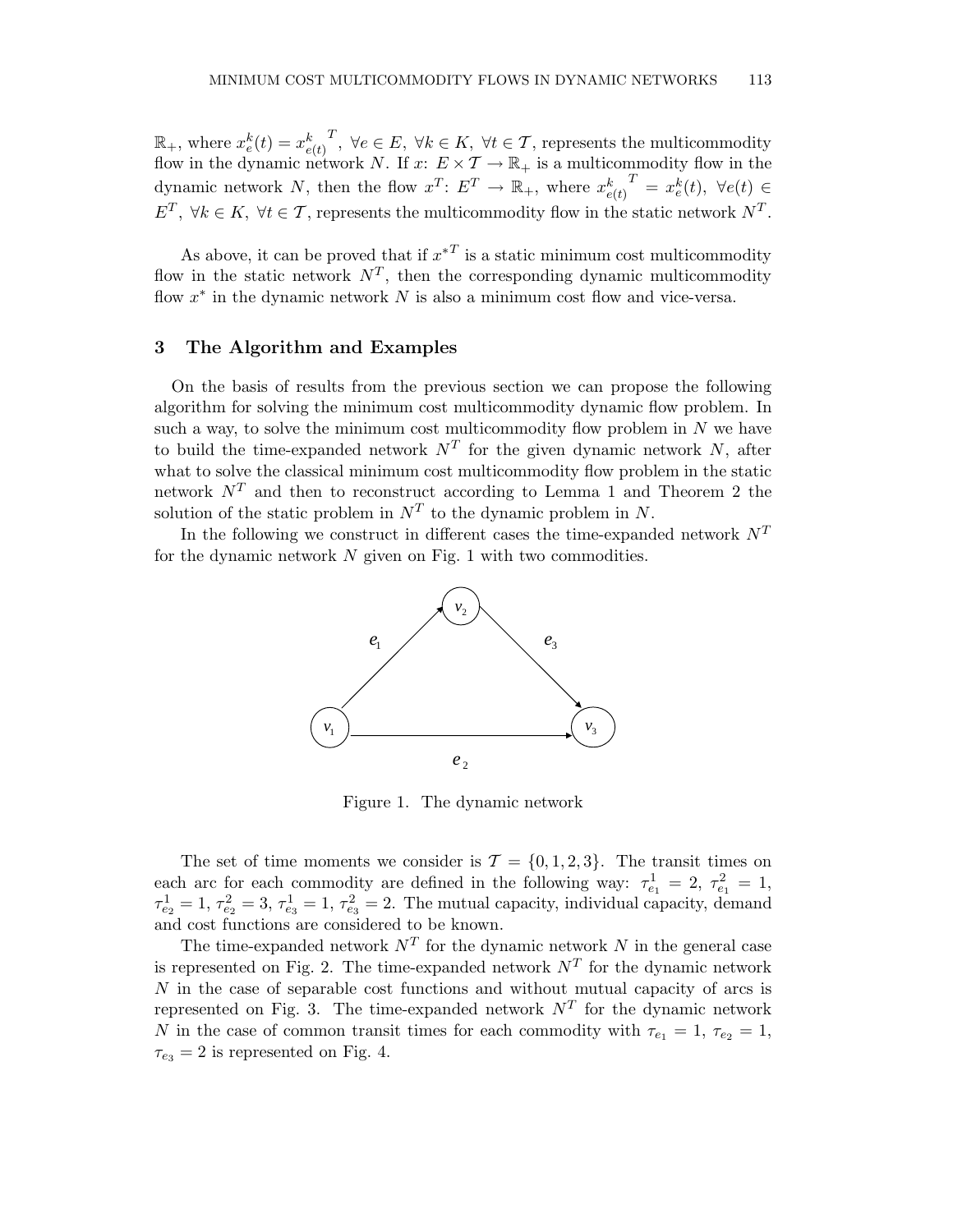$\mathbb{R}_+$, where $x_e^k(t) = x_{e(t)}^{k\ \ T}$, $\forall e \in E,\ \forall k \in K,\ \forall t \in \mathcal{T}$, represents the multicommodity flow in the dynamic network $N$. If $x$: $E \times \mathcal{T} \to \mathbb{R}_+$ is a multicommodity flow in the dynamic network $N$, then the flow $x^T$: $E^T \to \mathbb{R}_+$, where $x_{e(t)}^{k\ \ T} = x_e^k(t),\ \forall e(t) \in E^T,\ \forall k \in K,\ \forall t \in \mathcal{T}$, represents the multicommodity flow in the static network $N^T$.

As above, it can be proved that if $x^{*T}$ is a static minimum cost multicommodity flow in the static network $N^T$, then the corresponding dynamic multicommodity flow $x^*$ in the dynamic network $N$ is also a minimum cost flow and vice-versa.

## 3 The Algorithm and Examples

On the basis of results from the previous section we can propose the following algorithm for solving the minimum cost multicommodity dynamic flow problem. In such a way, to solve the minimum cost multicommodity flow problem in $N$ we have to build the time-expanded network $N^T$ for the given dynamic network $N$, after what to solve the classical minimum cost multicommodity flow problem in the static network $N^T$ and then to reconstruct according to Lemma 1 and Theorem 2 the solution of the static problem in $N^T$ to the dynamic problem in $N$.

In the following we construct in different cases the time-expanded network $N^T$ for the dynamic network $N$ given on Fig. 1 with two commodities.

Figure 1. The dynamic network

The set of time moments we consider is $\mathcal{T} = \{0, 1, 2, 3\}$. The transit times on each arc for each commodity are defined in the following way: $\tau_{e_1}^1 = 2$, $\tau_{e_1}^2 = 1$, $\tau_{e_2}^1 = 1$, $\tau_{e_2}^2 = 3$, $\tau_{e_3}^1 = 1$, $\tau_{e_3}^2 = 2$. The mutual capacity, individual capacity, demand and cost functions are considered to be known.

The time-expanded network $N^T$ for the dynamic network $N$ in the general case is represented on Fig. 2. The time-expanded network $N^T$ for the dynamic network $N$ in the case of separable cost functions and without mutual capacity of arcs is represented on Fig. 3. The time-expanded network $N^T$ for the dynamic network $N$ in the case of common transit times for each commodity with $\tau_{e_1} = 1$, $\tau_{e_2} = 1$, $\tau_{e_3} = 2$ is represented on Fig. 4.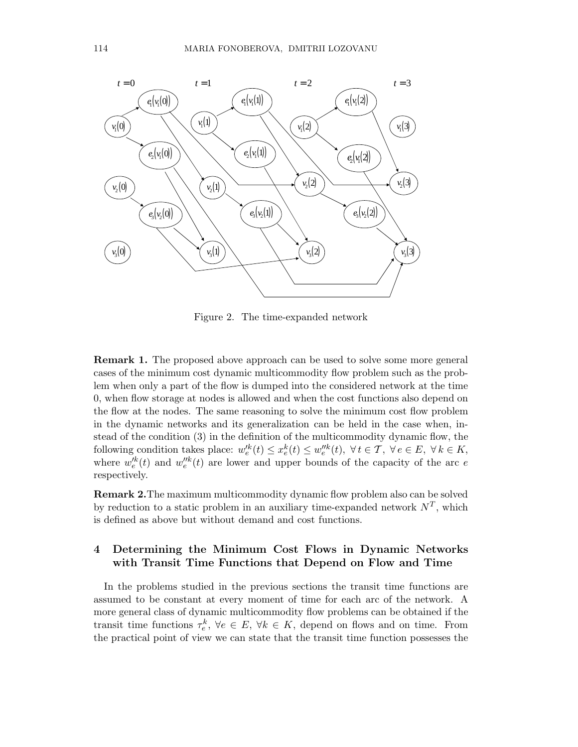Figure 2. The time-expanded network

**Remark 1.** The proposed above approach can be used to solve some more general cases of the minimum cost dynamic multicommodity flow problem such as the problem when only a part of the flow is dumped into the considered network at the time 0, when flow storage at nodes is allowed and when the cost functions also depend on the flow at the nodes. The same reasoning to solve the minimum cost flow problem in the dynamic networks and its generalization can be held in the case when, instead of the condition (3) in the definition of the multicommodity dynamic flow, the following condition takes place: $w_e'^k(t) \leq x_e^k(t) \leq w_e''^k(t), \ \forall\, t \in \mathcal{T}, \ \forall\, e \in E, \ \forall\, k \in K$, where $w_e'^k(t)$ and $w_e''^k(t)$ are lower and upper bounds of the capacity of the arc $e$ respectively.

**Remark 2.** The maximum multicommodity dynamic flow problem also can be solved by reduction to a static problem in an auxiliary time-expanded network $N^T$, which is defined as above but without demand and cost functions.

## 4 Determining the Minimum Cost Flows in Dynamic Networks with Transit Time Functions that Depend on Flow and Time

In the problems studied in the previous sections the transit time functions are assumed to be constant at every moment of time for each arc of the network. A more general class of dynamic multicommodity flow problems can be obtained if the transit time functions $\tau_e^k$, $\forall e \in E$, $\forall k \in K$, depend on flows and on time. From the practical point of view we can state that the transit time function possesses the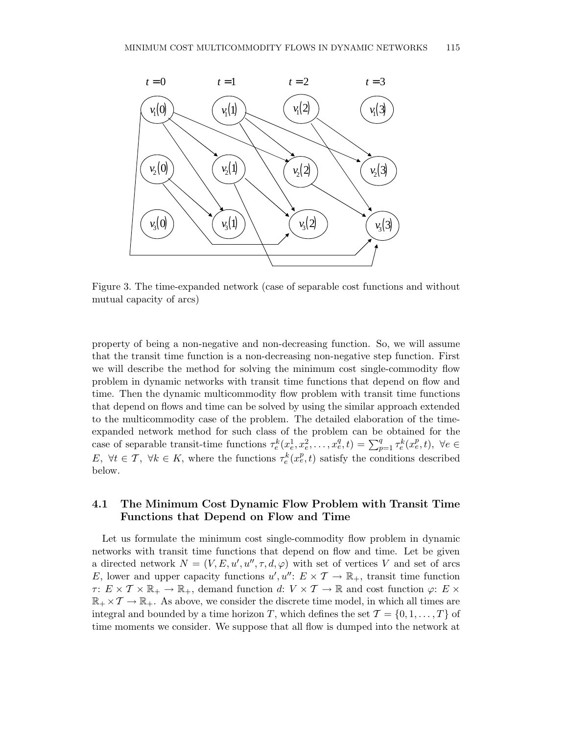Figure 3. The time-expanded network (case of separable cost functions and without mutual capacity of arcs)

property of being a non-negative and non-decreasing function. So, we will assume that the transit time function is a non-decreasing non-negative step function. First we will describe the method for solving the minimum cost single-commodity flow problem in dynamic networks with transit time functions that depend on flow and time. Then the dynamic multicommodity flow problem with transit time functions that depend on flows and time can be solved by using the similar approach extended to the multicommodity case of the problem. The detailed elaboration of the time-expanded network method for such class of the problem can be obtained for the case of separable transit-time functions $\tau_e^k(x_e^1, x_e^2, \ldots, x_e^q, t) = \sum_{p=1}^{q} \tau_e^k(x_e^p, t)$, $\forall e \in E$, $\forall t \in \mathcal{T}$, $\forall k \in K$, where the functions $\tau_e^k(x_e^p, t)$ satisfy the conditions described below.

## 4.1 The Minimum Cost Dynamic Flow Problem with Transit Time Functions that Depend on Flow and Time

Let us formulate the minimum cost single-commodity flow problem in dynamic networks with transit time functions that depend on flow and time. Let be given a directed network $N = (V, E, u', u'', \tau, d, \varphi)$ with set of vertices $V$ and set of arcs $E$, lower and upper capacity functions $u', u''$: $E \times \mathcal{T} \to \mathbb{R}_+$, transit time function $\tau$: $E \times \mathcal{T} \times \mathbb{R}_+ \to \mathbb{R}_+$, demand function $d$: $V \times \mathcal{T} \to \mathbb{R}$ and cost function $\varphi$: $E \times \mathbb{R}_+ \times \mathcal{T} \to \mathbb{R}_+$. As above, we consider the discrete time model, in which all times are integral and bounded by a time horizon $T$, which defines the set $\mathcal{T} = \{0, 1, \ldots, T\}$ of time moments we consider. We suppose that all flow is dumped into the network at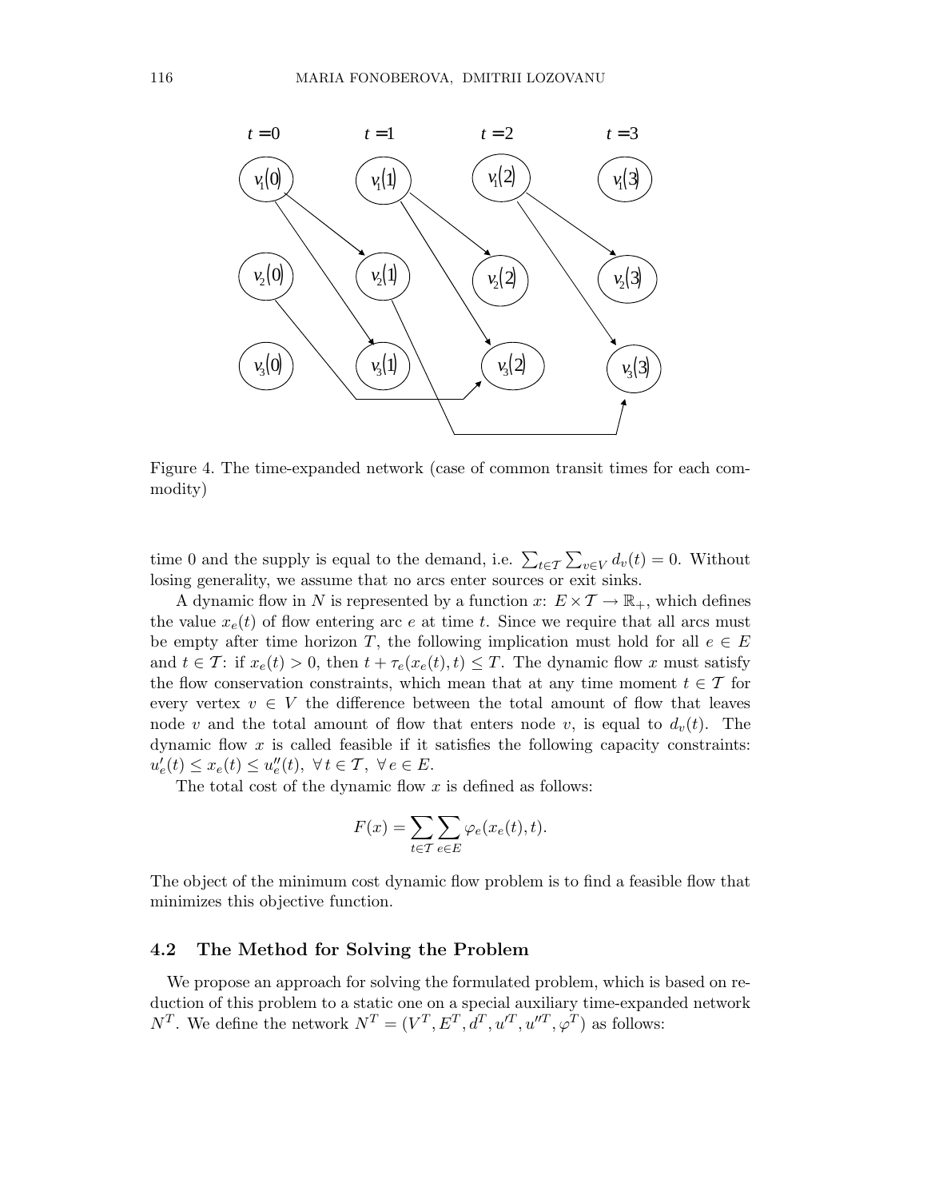Figure 4. The time-expanded network (case of common transit times for each commodity)

time 0 and the supply is equal to the demand, i.e. $\sum_{t\in\mathcal{T}}\sum_{v\in V} d_v(t) = 0$. Without losing generality, we assume that no arcs enter sources or exit sinks.

A dynamic flow in $N$ is represented by a function $x$: $E \times \mathcal{T} \to \mathbb{R}_+$, which defines the value $x_e(t)$ of flow entering arc $e$ at time $t$. Since we require that all arcs must be empty after time horizon $T$, the following implication must hold for all $e \in E$ and $t \in \mathcal{T}$: if $x_e(t) > 0$, then $t + \tau_e(x_e(t), t) \le T$. The dynamic flow $x$ must satisfy the flow conservation constraints, which mean that at any time moment $t \in \mathcal{T}$ for every vertex $v \in V$ the difference between the total amount of flow that leaves node $v$ and the total amount of flow that enters node $v$, is equal to $d_v(t)$. The dynamic flow $x$ is called feasible if it satisfies the following capacity constraints: $u'_e(t) \le x_e(t) \le u''_e(t),\ \forall\, t \in \mathcal{T},\ \forall\, e \in E$.

The total cost of the dynamic flow $x$ is defined as follows:

$$F(x) = \sum_{t\in\mathcal{T}}\sum_{e\in E} \varphi_e(x_e(t), t).$$

The object of the minimum cost dynamic flow problem is to find a feasible flow that minimizes this objective function.

### 4.2 The Method for Solving the Problem

We propose an approach for solving the formulated problem, which is based on reduction of this problem to a static one on a special auxiliary time-expanded network $N^T$. We define the network $N^T = (V^T, E^T, d^T, u'^T, u''^T, \varphi^T)$ as follows: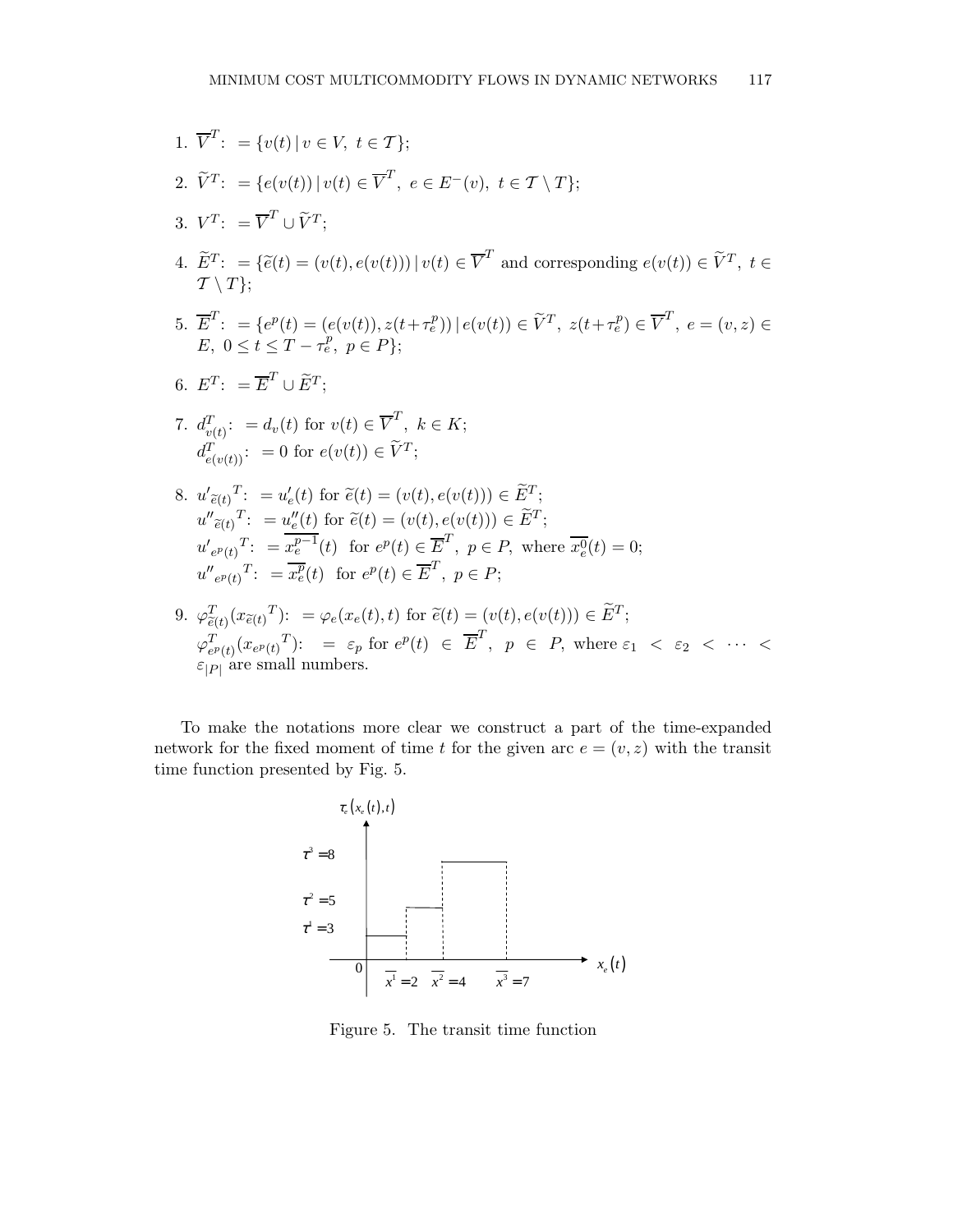1. $\overline{V}^T\colon = \{v(t) \mid v \in V,\ t \in \mathcal{T}\}$;

2. $\widetilde{V}^T\colon = \{e(v(t)) \mid v(t) \in \overline{V}^T,\ e \in E^-(v),\ t \in \mathcal{T} \setminus T\}$;

3. $V^T\colon = \overline{V}^T \cup \widetilde{V}^T$;

4. $\widetilde{E}^T\colon = \{\widetilde{e}(t) = (v(t), e(v(t))) \mid v(t) \in \overline{V}^T$ and corresponding $e(v(t)) \in \widetilde{V}^T,\ t \in \mathcal{T} \setminus T\}$;

5. $\overline{E}^T\colon = \{e^p(t) = (e(v(t)), z(t+\tau_e^p)) \mid e(v(t)) \in \widetilde{V}^T,\ z(t+\tau_e^p) \in \overline{V}^T,\ e = (v, z) \in E,\ 0 \le t \le T - \tau_e^p,\ p \in P\}$;

6. $E^T\colon = \overline{E}^T \cup \widetilde{E}^T$;

7. $d^T_{v(t)}\colon = d_v(t)$ for $v(t) \in \overline{V}^T,\ k \in K$;
   $d^T_{e(v(t))}\colon = 0$ for $e(v(t)) \in \widetilde{V}^T$;

8. ${u'}_{\widetilde{e}(t)}^{T}\colon = u'_e(t)$ for $\widetilde{e}(t) = (v(t), e(v(t))) \in \widetilde{E}^T$;
   ${u''}_{\widetilde{e}(t)}^{T}\colon = u''_e(t)$ for $\widetilde{e}(t) = (v(t), e(v(t))) \in \widetilde{E}^T$;
   ${u'}_{e^p(t)}^{T}\colon = \overline{x_e^{p-1}}(t)$ for $e^p(t) \in \overline{E}^T,\ p \in P$, where $\overline{x_e^0}(t) = 0$;
   ${u''}_{e^p(t)}^{T}\colon = \overline{x_e^p}(t)$ for $e^p(t) \in \overline{E}^T,\ p \in P$;

9. $\varphi^T_{\widetilde{e}(t)}({x_{\widetilde{e}(t)}}^T)\colon = \varphi_e(x_e(t), t)$ for $\widetilde{e}(t) = (v(t), e(v(t))) \in \widetilde{E}^T$;
   $\varphi^T_{e^p(t)}({x_{e^p(t)}}^T)\colon = \varepsilon_p$ for $e^p(t) \in \overline{E}^T,\ p \in P$, where $\varepsilon_1 < \varepsilon_2 < \cdots < \varepsilon_{|P|}$ are small numbers.

To make the notations more clear we construct a part of the time-expanded network for the fixed moment of time $t$ for the given arc $e = (v, z)$ with the transit time function presented by Fig. 5.

Figure 5. The transit time function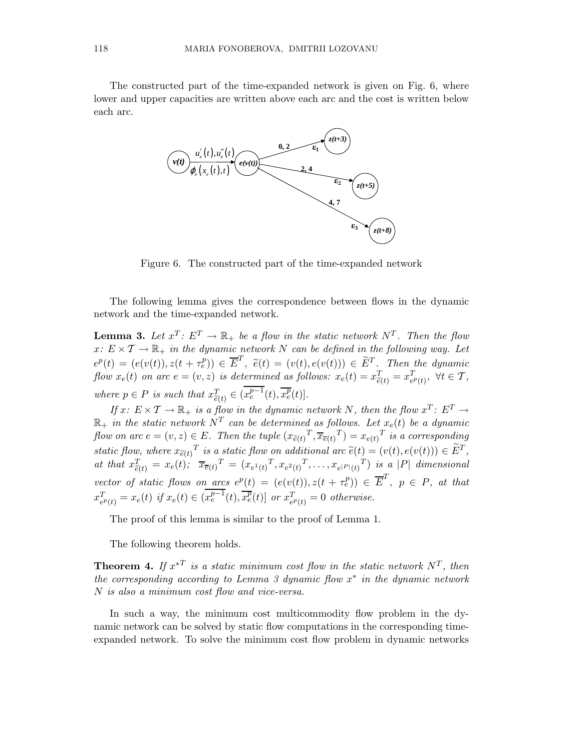The constructed part of the time-expanded network is given on Fig. 6, where lower and upper capacities are written above each arc and the cost is written below each arc.

Figure 6. The constructed part of the time-expanded network

The following lemma gives the correspondence between flows in the dynamic network and the time-expanded network.

**Lemma 3.** *Let $x^T \colon E^T \to \mathbb{R}_+$ be a flow in the static network $N^T$. Then the flow $x \colon E \times \mathcal{T} \to \mathbb{R}_+$ in the dynamic network $N$ can be defined in the following way. Let $e^p(t) = (e(v(t)), z(t + \tau_e^p)) \in \overline{E}^T$, $\widetilde{e}(t) = (v(t), e(v(t))) \in \widetilde{E}^T$. Then the dynamic flow $x_e(t)$ on arc $e = (v, z)$ is determined as follows: $x_e(t) = x^T_{\widetilde{e}(t)} = x^T_{e^p(t)}$, $\forall t \in \mathcal{T}$, where $p \in P$ is such that $x^T_{\widetilde{e}(t)} \in (\overline{x_e^{p-1}}(t), \overline{x_e^p}(t)]$.*

*If $x \colon E \times \mathcal{T} \to \mathbb{R}_+$ is a flow in the dynamic network $N$, then the flow $x^T \colon E^T \to \mathbb{R}_+$ in the static network $N^T$ can be determined as follows. Let $x_e(t)$ be a dynamic flow on arc $e = (v, z) \in E$. Then the tuple $({x_{\widetilde{e}(t)}}^T, {\overline{x}_{\overline{e}(t)}}^T) = {x_{e(t)}}^T$ is a corresponding static flow, where ${x_{\widetilde{e}(t)}}^T$ is a static flow on additional arc $\widetilde{e}(t) = (v(t), e(v(t))) \in \widetilde{E}^T$, at that $x^T_{\widetilde{e}(t)} = x_e(t)$; ${\overline{x}_{\overline{e}(t)}}^T = ({x_{e^1(t)}}^T, {x_{e^2(t)}}^T, \ldots, {x_{e^{|P|}(t)}}^T)$ is a $|P|$ dimensional vector of static flows on arcs $e^p(t) = (e(v(t)), z(t + \tau_e^p)) \in \overline{E}^T$, $p \in P$, at that $x^T_{e^p(t)} = x_e(t)$ if $x_e(t) \in (\overline{x_e^{p-1}}(t), \overline{x_e^p}(t)]$ or $x^T_{e^p(t)} = 0$ otherwise.*

The proof of this lemma is similar to the proof of Lemma 1.

The following theorem holds.

**Theorem 4.** *If $x^{*T}$ is a static minimum cost flow in the static network $N^T$, then the corresponding according to Lemma 3 dynamic flow $x^*$ in the dynamic network $N$ is also a minimum cost flow and vice-versa.*

In such a way, the minimum cost multicommodity flow problem in the dynamic network can be solved by static flow computations in the corresponding time-expanded network. To solve the minimum cost flow problem in dynamic networks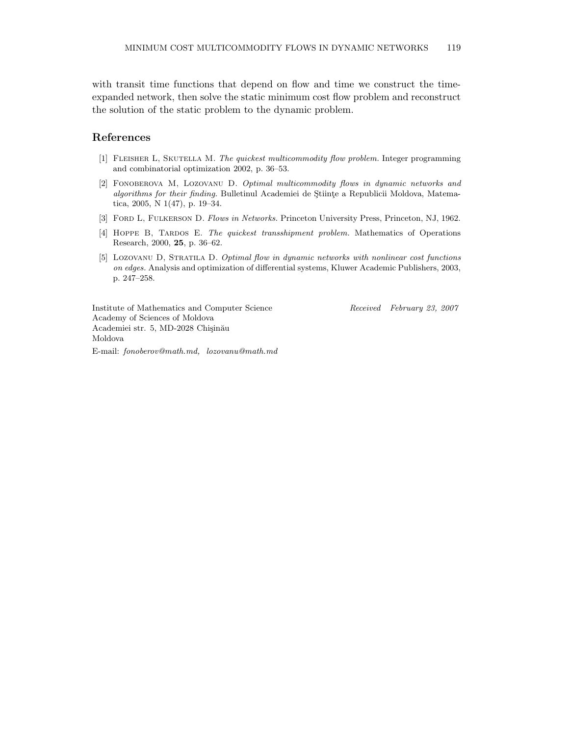with transit time functions that depend on flow and time we construct the time-expanded network, then solve the static minimum cost flow problem and reconstruct the solution of the static problem to the dynamic problem.

## References

[1] Fleisher L, Skutella M. *The quickest multicommodity flow problem.* Integer programming and combinatorial optimization 2002, p. 36–53.

[2] Fonoberova M, Lozovanu D. *Optimal multicommodity flows in dynamic networks and algorithms for their finding.* Bulletinul Academiei de Ştiinţe a Republicii Moldova, Matematica, 2005, N 1(47), p. 19–34.

[3] Ford L, Fulkerson D. *Flows in Networks.* Princeton University Press, Princeton, NJ, 1962.

[4] Hoppe B, Tardos E. *The quickest transshipment problem.* Mathematics of Operations Research, 2000, **25**, p. 36–62.

[5] Lozovanu D, Stratila D. *Optimal flow in dynamic networks with nonlinear cost functions on edges.* Analysis and optimization of differential systems, Kluwer Academic Publishers, 2003, p. 247–258.

Institute of Mathematics and Computer Science
Academy of Sciences of Moldova
Academiei str. 5, MD-2028 Chişinău
Moldova

E-mail: *fonoberov@math.md, lozovanu@math.md*

*Received February 23, 2007*